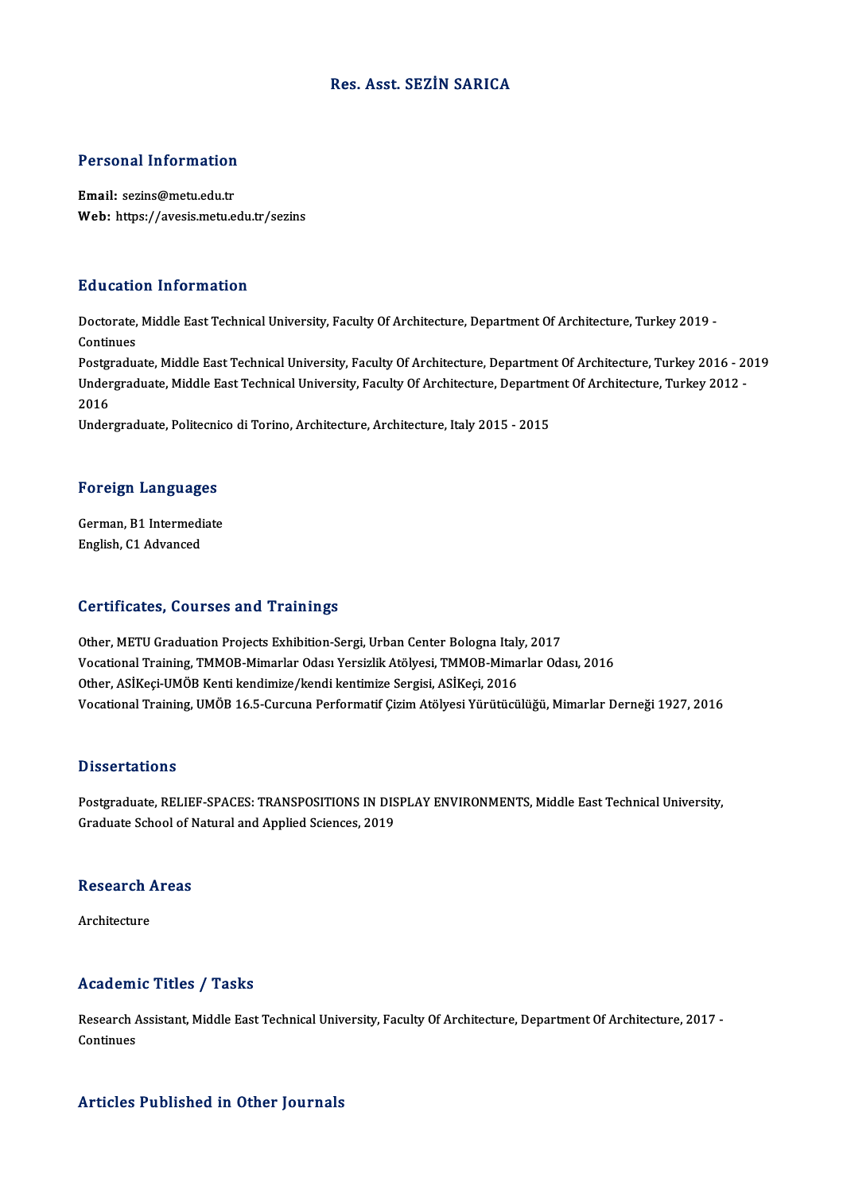# Res. Asst. SEZİN SARICA

## Personal Information

**Email:** sezins@metu.edu.tr
**Web:** https://avesis.metu.edu.tr/sezins

## Education Information

Doctorate, Middle East Technical University, Faculty Of Architecture, Department Of Architecture, Turkey 2019 - Continues
Postgraduate, Middle East Technical University, Faculty Of Architecture, Department Of Architecture, Turkey 2016 - 2019
Undergraduate, Middle East Technical University, Faculty Of Architecture, Department Of Architecture, Turkey 2012 - 2016
Undergraduate, Politecnico di Torino, Architecture, Architecture, Italy 2015 - 2015

## Foreign Languages

German, B1 Intermediate
English, C1 Advanced

## Certificates, Courses and Trainings

Other, METU Graduation Projects Exhibition-Sergi, Urban Center Bologna Italy, 2017
Vocational Training, TMMOB-Mimarlar Odası Yersizlik Atölyesi, TMMOB-Mimarlar Odası, 2016
Other, ASİKeçi-UMÖB Kenti kendimize/kendi kentimize Sergisi, ASİKeçi, 2016
Vocational Training, UMÖB 16.5-Curcuna Performatif Çizim Atölyesi Yürütücülüğü, Mimarlar Derneği 1927, 2016

## Dissertations

Postgraduate, RELIEF-SPACES: TRANSPOSITIONS IN DISPLAY ENVIRONMENTS, Middle East Technical University, Graduate School of Natural and Applied Sciences, 2019

## Research Areas

Architecture

## Academic Titles / Tasks

Research Assistant, Middle East Technical University, Faculty Of Architecture, Department Of Architecture, 2017 - Continues

## Articles Published in Other Journals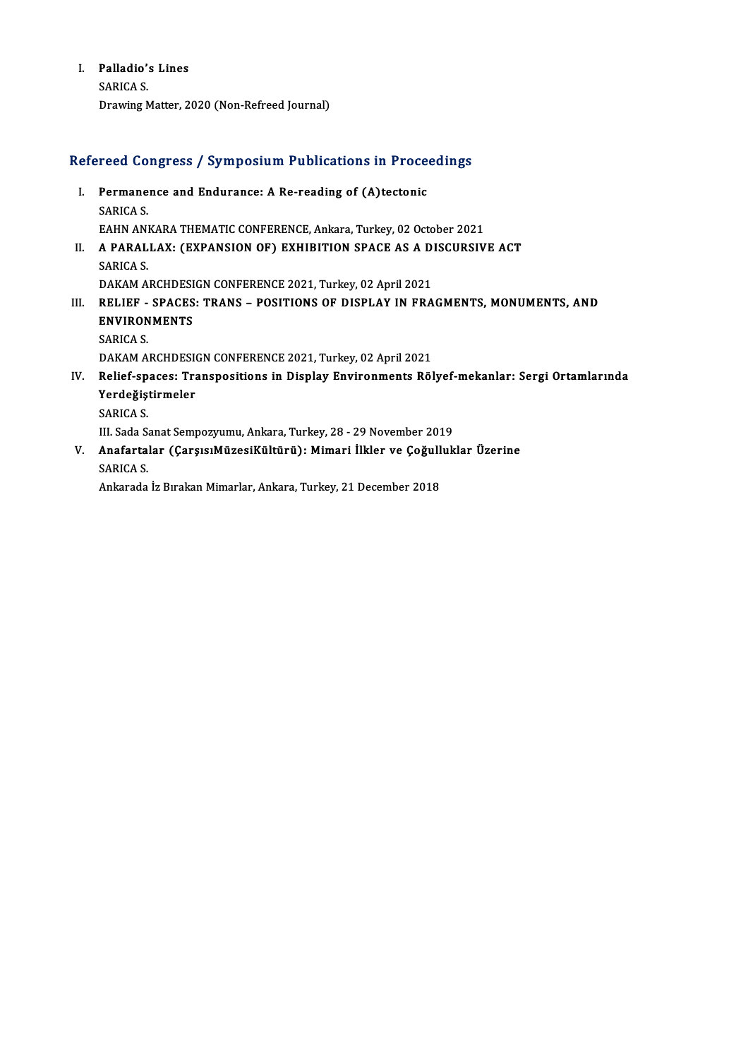I. **Palladio's Lines**
   SARICA S.
   Drawing Matter, 2020 (Non-Refreed Journal)

## Refereed Congress / Symposium Publications in Proceedings

I. **Permanence and Endurance: A Re-reading of (A)tectonic**
   SARICA S.
   EAHN ANKARA THEMATIC CONFERENCE, Ankara, Turkey, 02 October 2021

II. **A PARALLAX: (EXPANSION OF) EXHIBITION SPACE AS A DISCURSIVE ACT**
   SARICA S.
   DAKAM ARCHDESIGN CONFERENCE 2021, Turkey, 02 April 2021

III. **RELIEF - SPACES: TRANS – POSITIONS OF DISPLAY IN FRAGMENTS, MONUMENTS, AND ENVIRONMENTS**
   SARICA S.
   DAKAM ARCHDESIGN CONFERENCE 2021, Turkey, 02 April 2021

IV. **Relief-spaces: Transpositions in Display Environments Rölyef-mekanlar: Sergi Ortamlarında Yerdeğiştirmeler**
   SARICA S.
   III. Sada Sanat Sempozyumu, Ankara, Turkey, 28 - 29 November 2019

V. **Anafartalar (ÇarşısıMüzesiKültürü): Mimari İlkler ve Çoğulluklar Üzerine**
   SARICA S.
   Ankarada İz Bırakan Mimarlar, Ankara, Turkey, 21 December 2018